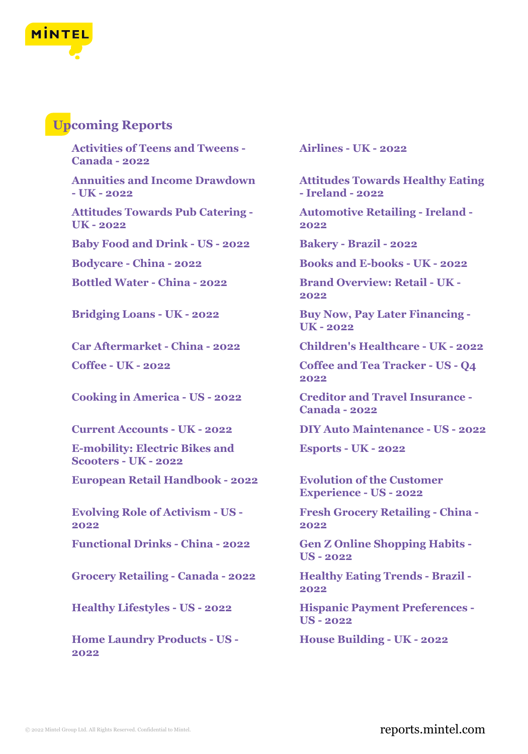## Upcoming Reports

- Activities of Teens and Tweens - Canada - 2022
- Airlines - UK - 2022
- Annuities and Income Drawdown - UK - 2022
- Attitudes Towards Healthy Eating - Ireland - 2022
- Attitudes Towards Pub Catering - UK - 2022
- Automotive Retailing - Ireland - 2022
- Baby Food and Drink - US - 2022
- Bakery - Brazil - 2022
- Bodycare - China - 2022
- Books and E-books - UK - 2022
- Bottled Water - China - 2022
- Brand Overview: Retail - UK - 2022
- Bridging Loans - UK - 2022
- Buy Now, Pay Later Financing - UK - 2022
- Car Aftermarket - China - 2022
- Children's Healthcare - UK - 2022
- Coffee - UK - 2022
- Coffee and Tea Tracker - US - Q4 2022
- Cooking in America - US - 2022
- Creditor and Travel Insurance - Canada - 2022
- Current Accounts - UK - 2022
- DIY Auto Maintenance - US - 2022
- E-mobility: Electric Bikes and Scooters - UK - 2022
- Esports - UK - 2022
- European Retail Handbook - 2022
- Evolution of the Customer Experience - US - 2022
- Evolving Role of Activism - US - 2022
- Fresh Grocery Retailing - China - 2022
- Functional Drinks - China - 2022
- Gen Z Online Shopping Habits - US - 2022
- Grocery Retailing - Canada - 2022
- Healthy Eating Trends - Brazil - 2022
- Healthy Lifestyles - US - 2022
- Hispanic Payment Preferences - US - 2022
- Home Laundry Products - US - 2022
- House Building - UK - 2022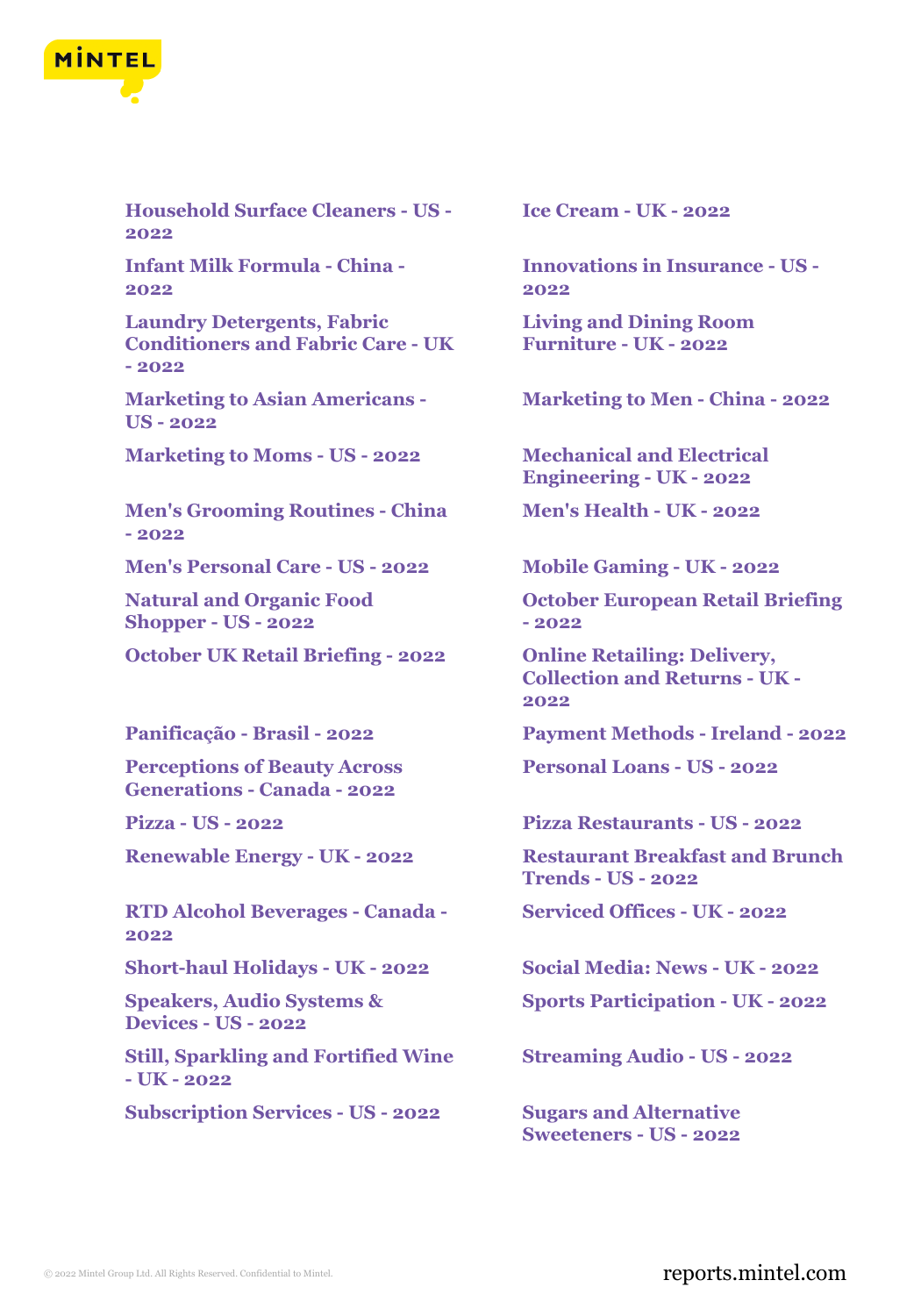- Household Surface Cleaners - US - 2022
- Ice Cream - UK - 2022
- Infant Milk Formula - China - 2022
- Innovations in Insurance - US - 2022
- Laundry Detergents, Fabric Conditioners and Fabric Care - UK - 2022
- Living and Dining Room Furniture - UK - 2022
- Marketing to Asian Americans - US - 2022
- Marketing to Men - China - 2022
- Marketing to Moms - US - 2022
- Mechanical and Electrical Engineering - UK - 2022
- Men's Grooming Routines - China - 2022
- Men's Health - UK - 2022
- Men's Personal Care - US - 2022
- Mobile Gaming - UK - 2022
- Natural and Organic Food Shopper - US - 2022
- October European Retail Briefing - 2022
- October UK Retail Briefing - 2022
- Online Retailing: Delivery, Collection and Returns - UK - 2022
- Panificação - Brasil - 2022
- Payment Methods - Ireland - 2022
- Perceptions of Beauty Across Generations - Canada - 2022
- Personal Loans - US - 2022
- Pizza - US - 2022
- Pizza Restaurants - US - 2022
- Renewable Energy - UK - 2022
- Restaurant Breakfast and Brunch Trends - US - 2022
- RTD Alcohol Beverages - Canada - 2022
- Serviced Offices - UK - 2022
- Short-haul Holidays - UK - 2022
- Social Media: News - UK - 2022
- Speakers, Audio Systems & Devices - US - 2022
- Sports Participation - UK - 2022
- Still, Sparkling and Fortified Wine - UK - 2022
- Streaming Audio - US - 2022
- Subscription Services - US - 2022
- Sugars and Alternative Sweeteners - US - 2022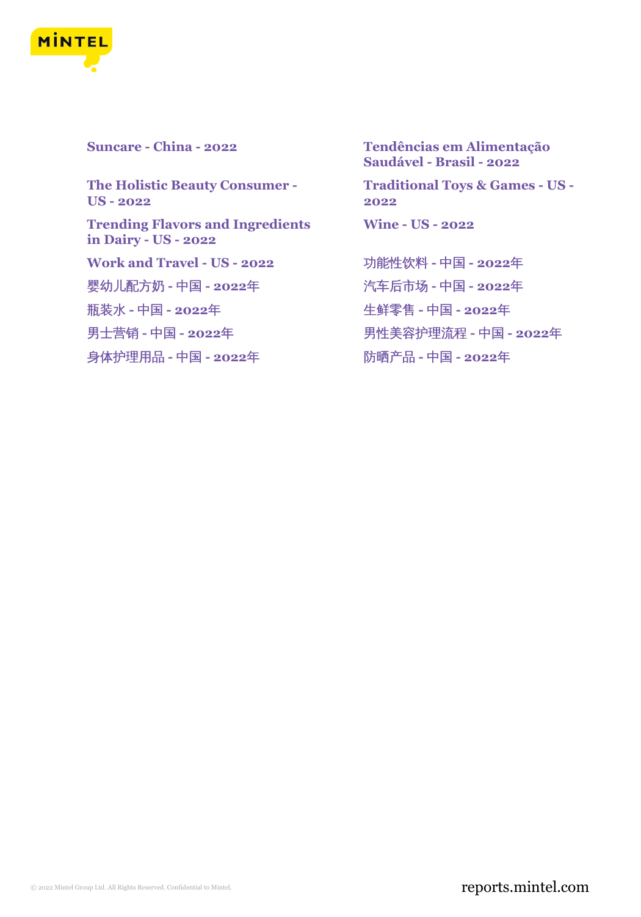**Suncare - China - 2022**

**The Holistic Beauty Consumer - US - 2022**

**Trending Flavors and Ingredients in Dairy - US - 2022**

**Work and Travel - US - 2022**

**婴幼儿配方奶 - 中国 - 2022年**

**瓶装水 - 中国 - 2022年**

**男士营销 - 中国 - 2022年**

**身体护理用品 - 中国 - 2022年**

**Tendências em Alimentação Saudável - Brasil - 2022**

**Traditional Toys & Games - US - 2022**

**Wine - US - 2022**

**功能性饮料 - 中国 - 2022年**

**汽车后市场 - 中国 - 2022年**

**生鲜零售 - 中国 - 2022年**

**男性美容护理流程 - 中国 - 2022年**

**防晒产品 - 中国 - 2022年**